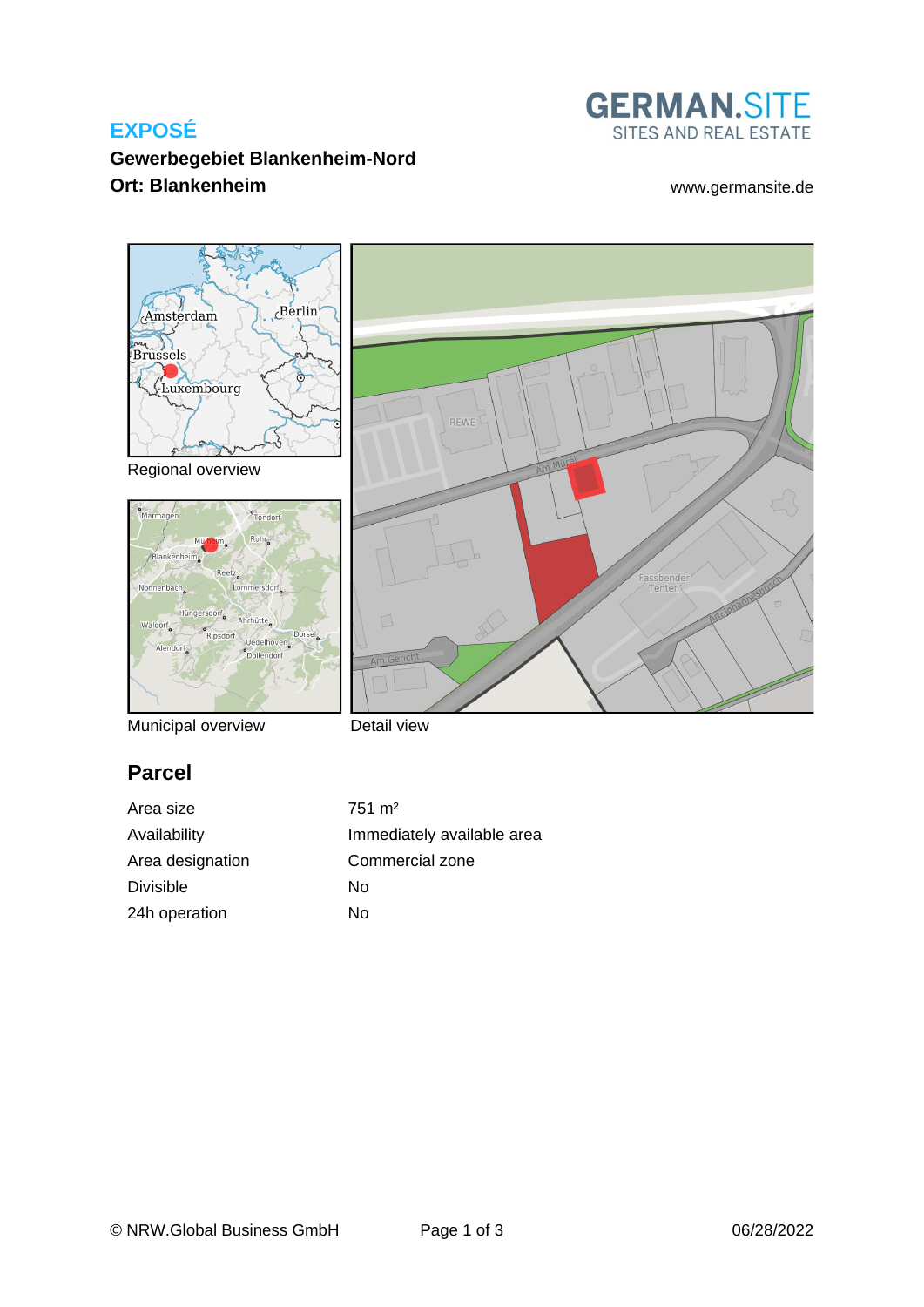# EXPOSÉ

**Gewerbegebiet Blankenheim-Nord**
**Ort: Blankenheim**

GERMAN.SITE
SITES AND REAL ESTATE

www.germansite.de

Regional overview

Municipal overview

Detail view

## Parcel

| | |
|---|---|
| Area size | 751 m² |
| Availability | Immediately available area |
| Area designation | Commercial zone |
| Divisible | No |
| 24h operation | No |

© NRW.Global Business GmbH 06/28/2022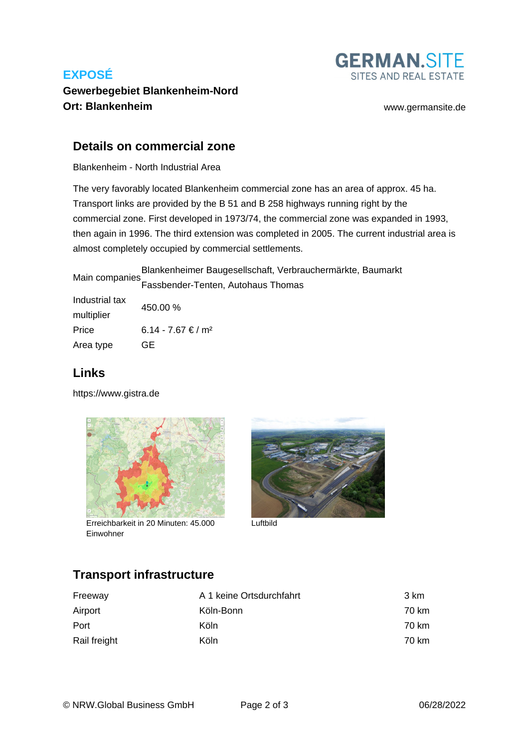**EXPOSÉ**

**Gewerbegebiet Blankenheim-Nord**
**Ort: Blankenheim**

GERMAN.SITE
SITES AND REAL ESTATE

www.germansite.de

## Details on commercial zone

Blankenheim - North Industrial Area

The very favorably located Blankenheim commercial zone has an area of approx. 45 ha. Transport links are provided by the B 51 and B 258 highways running right by the commercial zone. First developed in 1973/74, the commercial zone was expanded in 1993, then again in 1996. The third extension was completed in 2005. The current industrial area is almost completely occupied by commercial settlements.

| | |
|---|---|
| Main companies | Blankenheimer Baugesellschaft, Verbrauchermärkte, Baumarkt Fassbender-Tenten, Autohaus Thomas |
| Industrial tax multiplier | 450.00 % |
| Price | 6.14 - 7.67 € / m² |
| Area type | GE |

## Links

https://www.gistra.de

Erreichbarkeit in 20 Minuten: 45.000 Einwohner

Luftbild

## Transport infrastructure

| | | |
|---|---|---|
| Freeway | A 1 keine Ortsdurchfahrt | 3 km |
| Airport | Köln-Bonn | 70 km |
| Port | Köln | 70 km |
| Rail freight | Köln | 70 km |

© NRW.Global Business GmbH

06/28/2022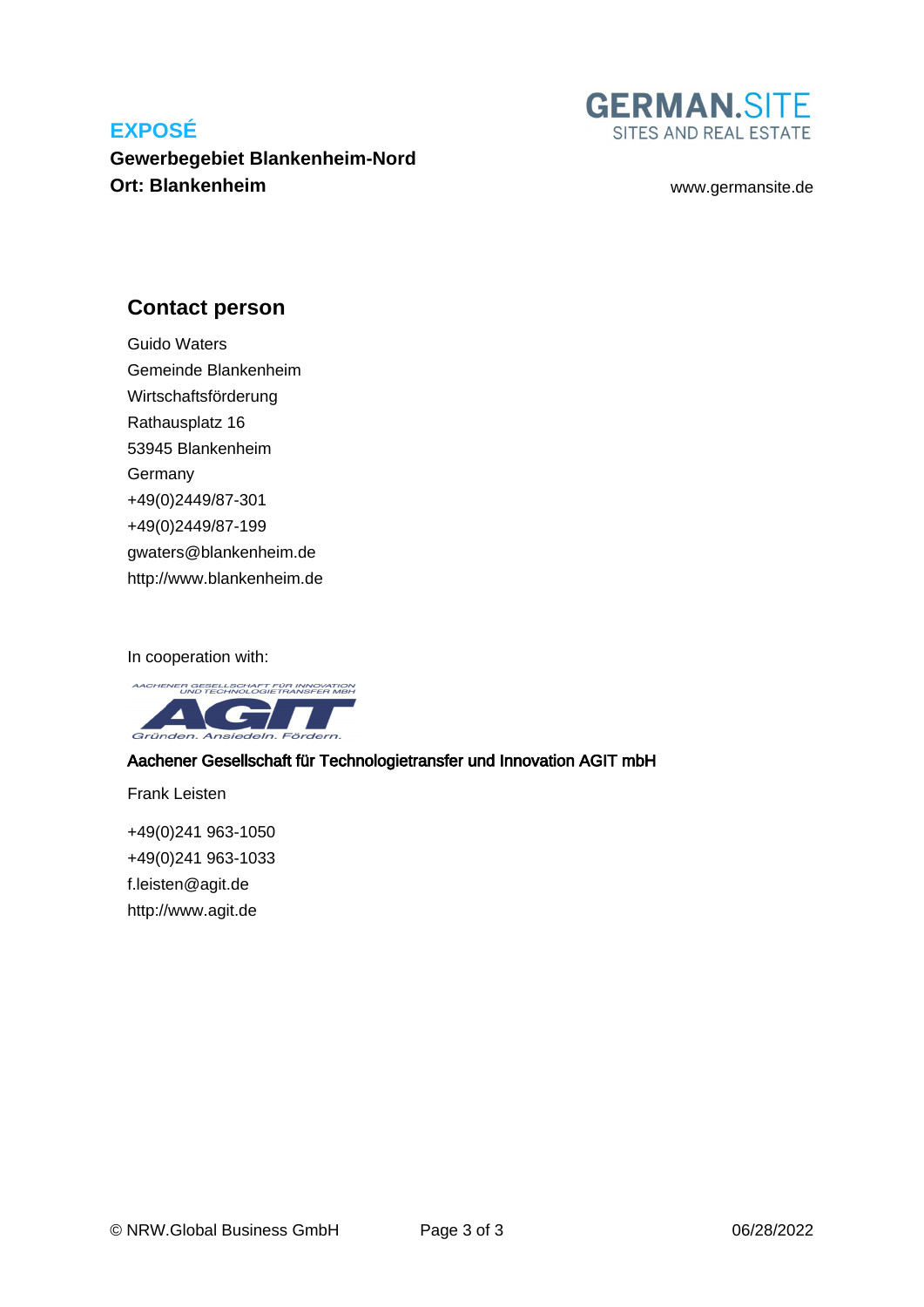**EXPOSÉ**

**Gewerbegebiet Blankenheim-Nord**
**Ort: Blankenheim**

## Contact person

Guido Waters
Gemeinde Blankenheim
Wirtschaftsförderung
Rathausplatz 16
53945 Blankenheim
Germany
+49(0)2449/87-301
+49(0)2449/87-199
gwaters@blankenheim.de
http://www.blankenheim.de

In cooperation with:

Aachener Gesellschaft für Technologietransfer und Innovation AGIT mbH

Frank Leisten

+49(0)241 963-1050
+49(0)241 963-1033
f.leisten@agit.de
http://www.agit.de